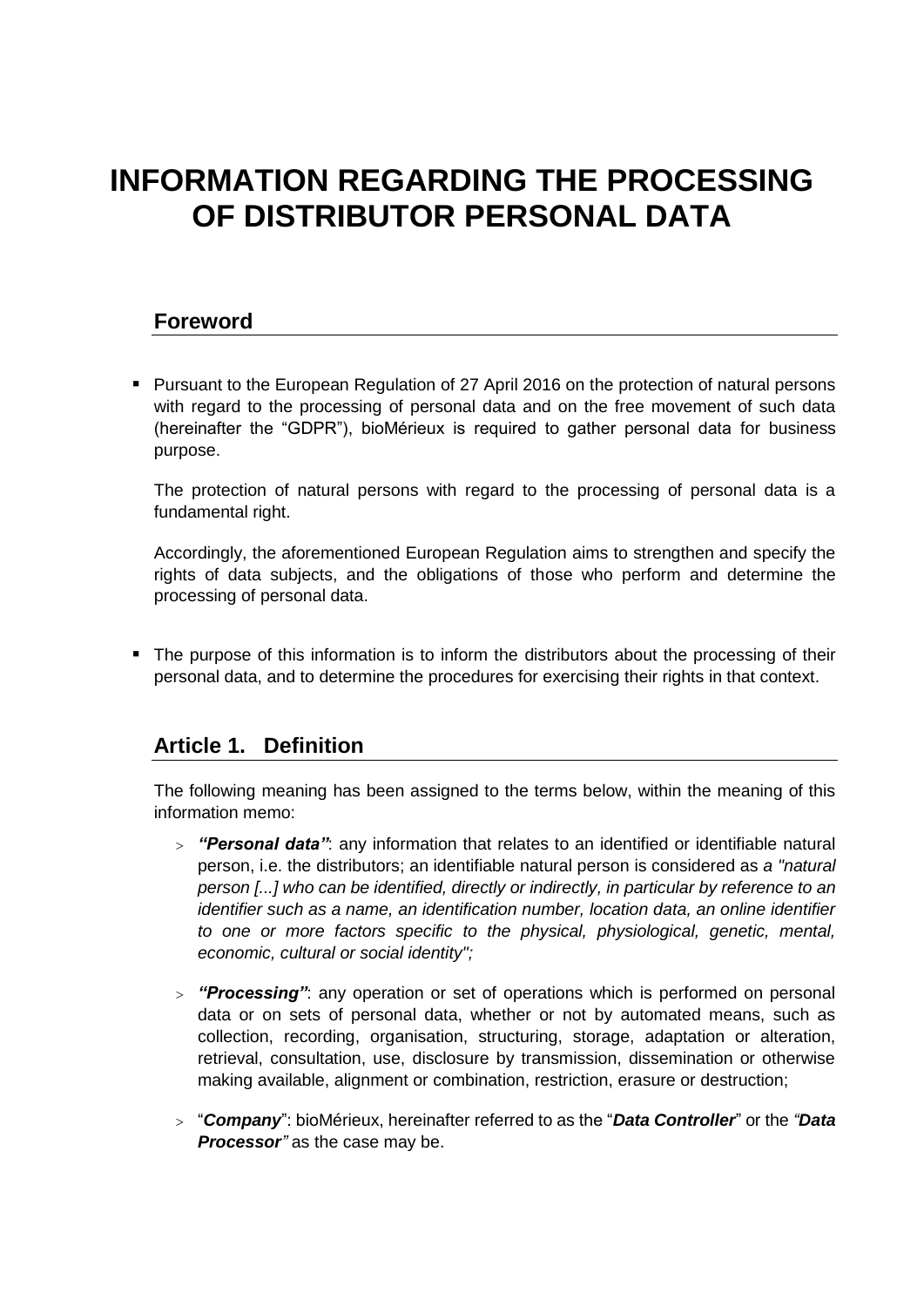# INFORMATION REGARDING THE PROCESSING OF DISTRIBUTOR PERSONAL DATA

## Foreword

- Pursuant to the European Regulation of 27 April 2016 on the protection of natural persons with regard to the processing of personal data and on the free movement of such data (hereinafter the "GDPR"), bioMérieux is required to gather personal data for business purpose.

  The protection of natural persons with regard to the processing of personal data is a fundamental right.

  Accordingly, the aforementioned European Regulation aims to strengthen and specify the rights of data subjects, and the obligations of those who perform and determine the processing of personal data.

- The purpose of this information is to inform the distributors about the processing of their personal data, and to determine the procedures for exercising their rights in that context.

## Article 1. Definition

The following meaning has been assigned to the terms below, within the meaning of this information memo:

- ***"Personal data"***: any information that relates to an identified or identifiable natural person, i.e. the distributors; an identifiable natural person is considered as *a "natural person [...] who can be identified, directly or indirectly, in particular by reference to an identifier such as a name, an identification number, location data, an online identifier to one or more factors specific to the physical, physiological, genetic, mental, economic, cultural or social identity";*

- ***"Processing"***: any operation or set of operations which is performed on personal data or on sets of personal data, whether or not by automated means, such as collection, recording, organisation, structuring, storage, adaptation or alteration, retrieval, consultation, use, disclosure by transmission, dissemination or otherwise making available, alignment or combination, restriction, erasure or destruction;

- "***Company***": bioMérieux, hereinafter referred to as the "***Data Controller***" or the *"**Data Processor**"* as the case may be.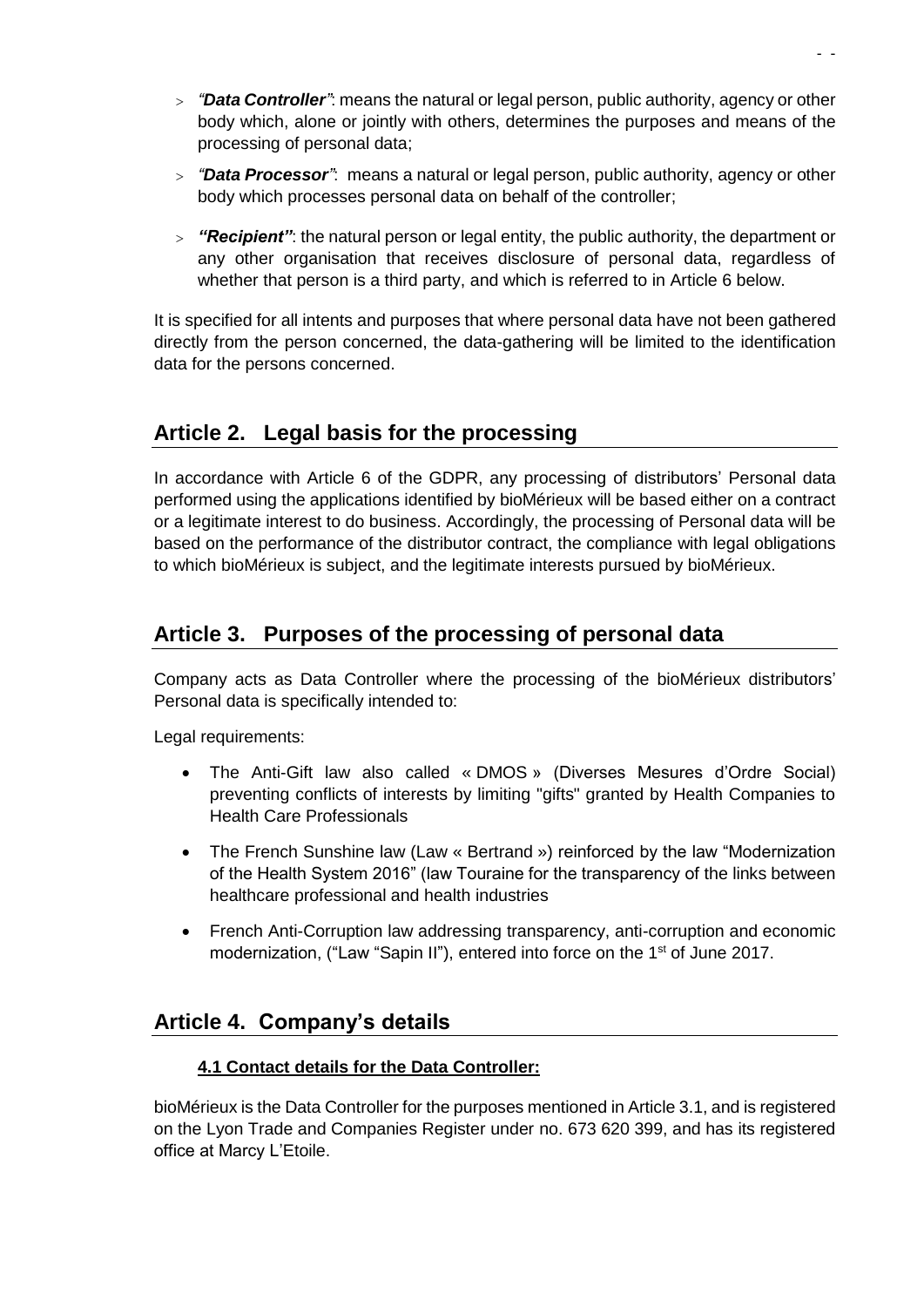- *"**Data Controller**"*: means the natural or legal person, public authority, agency or other body which, alone or jointly with others, determines the purposes and means of the processing of personal data;
- *"**Data Processor**"*: means a natural or legal person, public authority, agency or other body which processes personal data on behalf of the controller;
- ***"Recipient"***: the natural person or legal entity, the public authority, the department or any other organisation that receives disclosure of personal data, regardless of whether that person is a third party, and which is referred to in Article 6 below.

It is specified for all intents and purposes that where personal data have not been gathered directly from the person concerned, the data-gathering will be limited to the identification data for the persons concerned.

## Article 2. Legal basis for the processing

In accordance with Article 6 of the GDPR, any processing of distributors' Personal data performed using the applications identified by bioMérieux will be based either on a contract or a legitimate interest to do business. Accordingly, the processing of Personal data will be based on the performance of the distributor contract, the compliance with legal obligations to which bioMérieux is subject, and the legitimate interests pursued by bioMérieux.

## Article 3. Purposes of the processing of personal data

Company acts as Data Controller where the processing of the bioMérieux distributors' Personal data is specifically intended to:

Legal requirements:

- The Anti-Gift law also called « DMOS » (Diverses Mesures d'Ordre Social) preventing conflicts of interests by limiting "gifts" granted by Health Companies to Health Care Professionals
- The French Sunshine law (Law « Bertrand ») reinforced by the law "Modernization of the Health System 2016" (law Touraine for the transparency of the links between healthcare professional and health industries
- French Anti-Corruption law addressing transparency, anti-corruption and economic modernization, ("Law "Sapin II"), entered into force on the 1st of June 2017.

## Article 4. Company's details

### 4.1 Contact details for the Data Controller:

bioMérieux is the Data Controller for the purposes mentioned in Article 3.1, and is registered on the Lyon Trade and Companies Register under no. 673 620 399, and has its registered office at Marcy L'Etoile.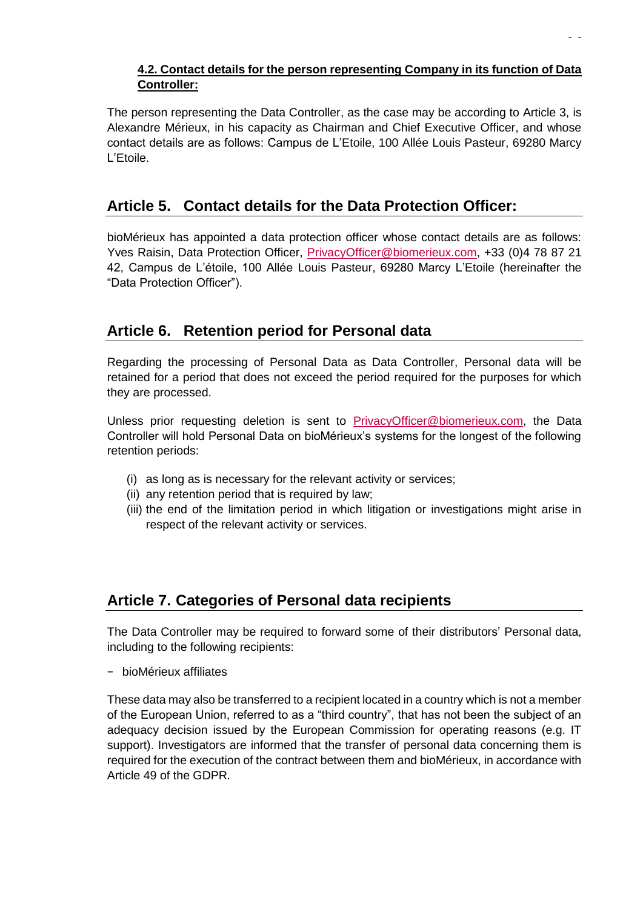#### 4.2. Contact details for the person representing Company in its function of Data Controller:

The person representing the Data Controller, as the case may be according to Article 3, is Alexandre Mérieux, in his capacity as Chairman and Chief Executive Officer, and whose contact details are as follows: Campus de L'Etoile, 100 Allée Louis Pasteur, 69280 Marcy L'Etoile.

## Article 5. Contact details for the Data Protection Officer:

bioMérieux has appointed a data protection officer whose contact details are as follows: Yves Raisin, Data Protection Officer, PrivacyOfficer@biomerieux.com, +33 (0)4 78 87 21 42, Campus de L'étoile, 100 Allée Louis Pasteur, 69280 Marcy L'Etoile (hereinafter the "Data Protection Officer").

## Article 6. Retention period for Personal data

Regarding the processing of Personal Data as Data Controller, Personal data will be retained for a period that does not exceed the period required for the purposes for which they are processed.

Unless prior requesting deletion is sent to PrivacyOfficer@biomerieux.com, the Data Controller will hold Personal Data on bioMérieux's systems for the longest of the following retention periods:

(i) as long as is necessary for the relevant activity or services;
(ii) any retention period that is required by law;
(iii) the end of the limitation period in which litigation or investigations might arise in respect of the relevant activity or services.

## Article 7. Categories of Personal data recipients

The Data Controller may be required to forward some of their distributors' Personal data, including to the following recipients:

- bioMérieux affiliates

These data may also be transferred to a recipient located in a country which is not a member of the European Union, referred to as a "third country", that has not been the subject of an adequacy decision issued by the European Commission for operating reasons (e.g. IT support). Investigators are informed that the transfer of personal data concerning them is required for the execution of the contract between them and bioMérieux, in accordance with Article 49 of the GDPR.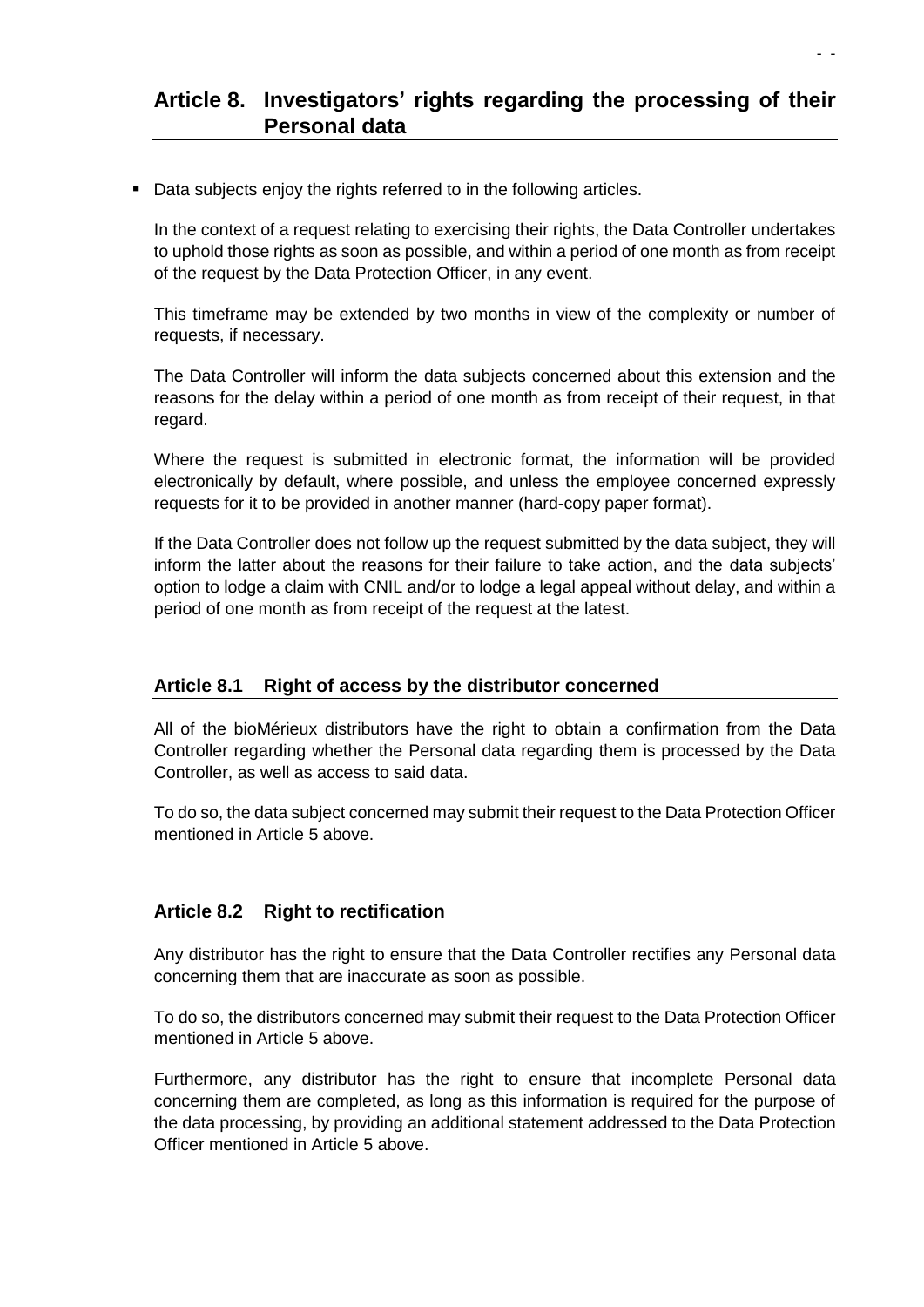## Article 8. Investigators' rights regarding the processing of their Personal data

- Data subjects enjoy the rights referred to in the following articles.

  In the context of a request relating to exercising their rights, the Data Controller undertakes to uphold those rights as soon as possible, and within a period of one month as from receipt of the request by the Data Protection Officer, in any event.

  This timeframe may be extended by two months in view of the complexity or number of requests, if necessary.

  The Data Controller will inform the data subjects concerned about this extension and the reasons for the delay within a period of one month as from receipt of their request, in that regard.

  Where the request is submitted in electronic format, the information will be provided electronically by default, where possible, and unless the employee concerned expressly requests for it to be provided in another manner (hard-copy paper format).

  If the Data Controller does not follow up the request submitted by the data subject, they will inform the latter about the reasons for their failure to take action, and the data subjects' option to lodge a claim with CNIL and/or to lodge a legal appeal without delay, and within a period of one month as from receipt of the request at the latest.

### Article 8.1 Right of access by the distributor concerned

All of the bioMérieux distributors have the right to obtain a confirmation from the Data Controller regarding whether the Personal data regarding them is processed by the Data Controller, as well as access to said data.

To do so, the data subject concerned may submit their request to the Data Protection Officer mentioned in Article 5 above.

### Article 8.2 Right to rectification

Any distributor has the right to ensure that the Data Controller rectifies any Personal data concerning them that are inaccurate as soon as possible.

To do so, the distributors concerned may submit their request to the Data Protection Officer mentioned in Article 5 above.

Furthermore, any distributor has the right to ensure that incomplete Personal data concerning them are completed, as long as this information is required for the purpose of the data processing, by providing an additional statement addressed to the Data Protection Officer mentioned in Article 5 above.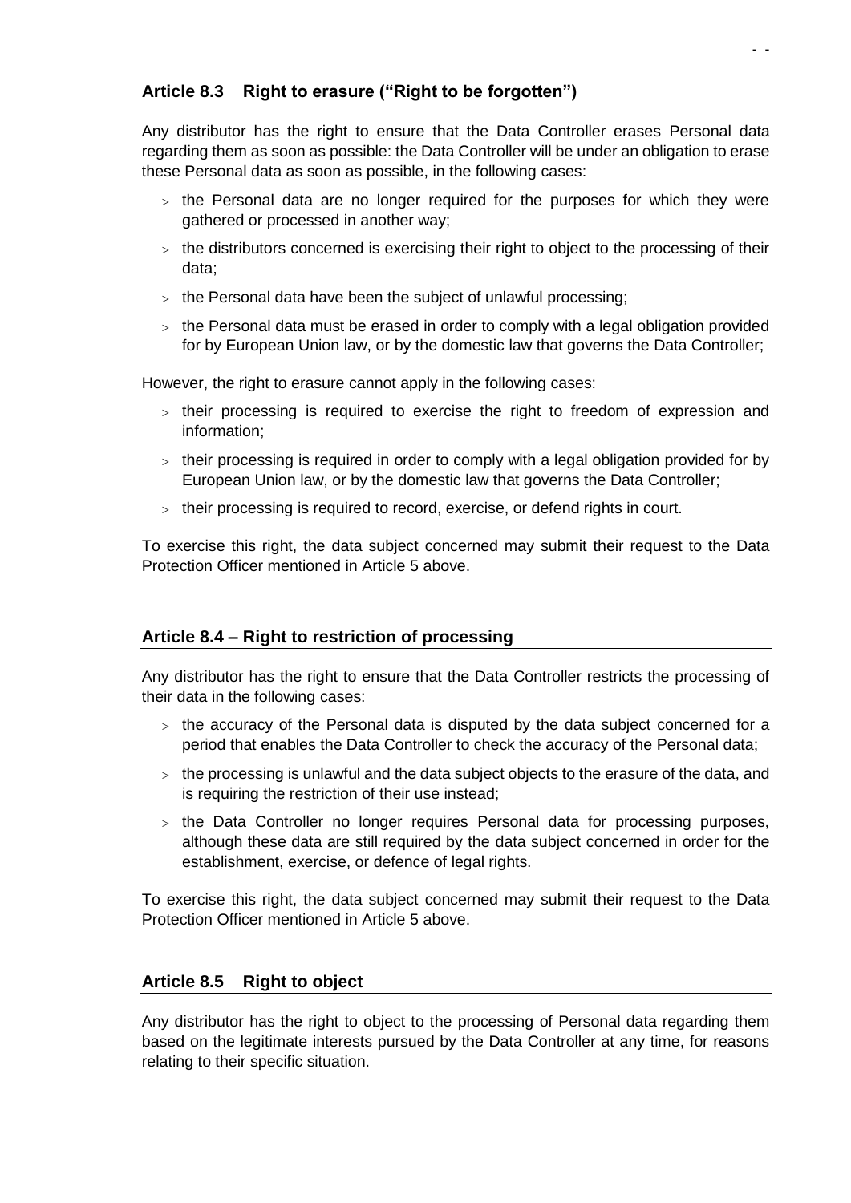### Article 8.3 Right to erasure (“Right to be forgotten”)

Any distributor has the right to ensure that the Data Controller erases Personal data regarding them as soon as possible: the Data Controller will be under an obligation to erase these Personal data as soon as possible, in the following cases:

- the Personal data are no longer required for the purposes for which they were gathered or processed in another way;
- the distributors concerned is exercising their right to object to the processing of their data;
- the Personal data have been the subject of unlawful processing;
- the Personal data must be erased in order to comply with a legal obligation provided for by European Union law, or by the domestic law that governs the Data Controller;

However, the right to erasure cannot apply in the following cases:

- their processing is required to exercise the right to freedom of expression and information;
- their processing is required in order to comply with a legal obligation provided for by European Union law, or by the domestic law that governs the Data Controller;
- their processing is required to record, exercise, or defend rights in court.

To exercise this right, the data subject concerned may submit their request to the Data Protection Officer mentioned in Article 5 above.

### Article 8.4 – Right to restriction of processing

Any distributor has the right to ensure that the Data Controller restricts the processing of their data in the following cases:

- the accuracy of the Personal data is disputed by the data subject concerned for a period that enables the Data Controller to check the accuracy of the Personal data;
- the processing is unlawful and the data subject objects to the erasure of the data, and is requiring the restriction of their use instead;
- the Data Controller no longer requires Personal data for processing purposes, although these data are still required by the data subject concerned in order for the establishment, exercise, or defence of legal rights.

To exercise this right, the data subject concerned may submit their request to the Data Protection Officer mentioned in Article 5 above.

### Article 8.5 Right to object

Any distributor has the right to object to the processing of Personal data regarding them based on the legitimate interests pursued by the Data Controller at any time, for reasons relating to their specific situation.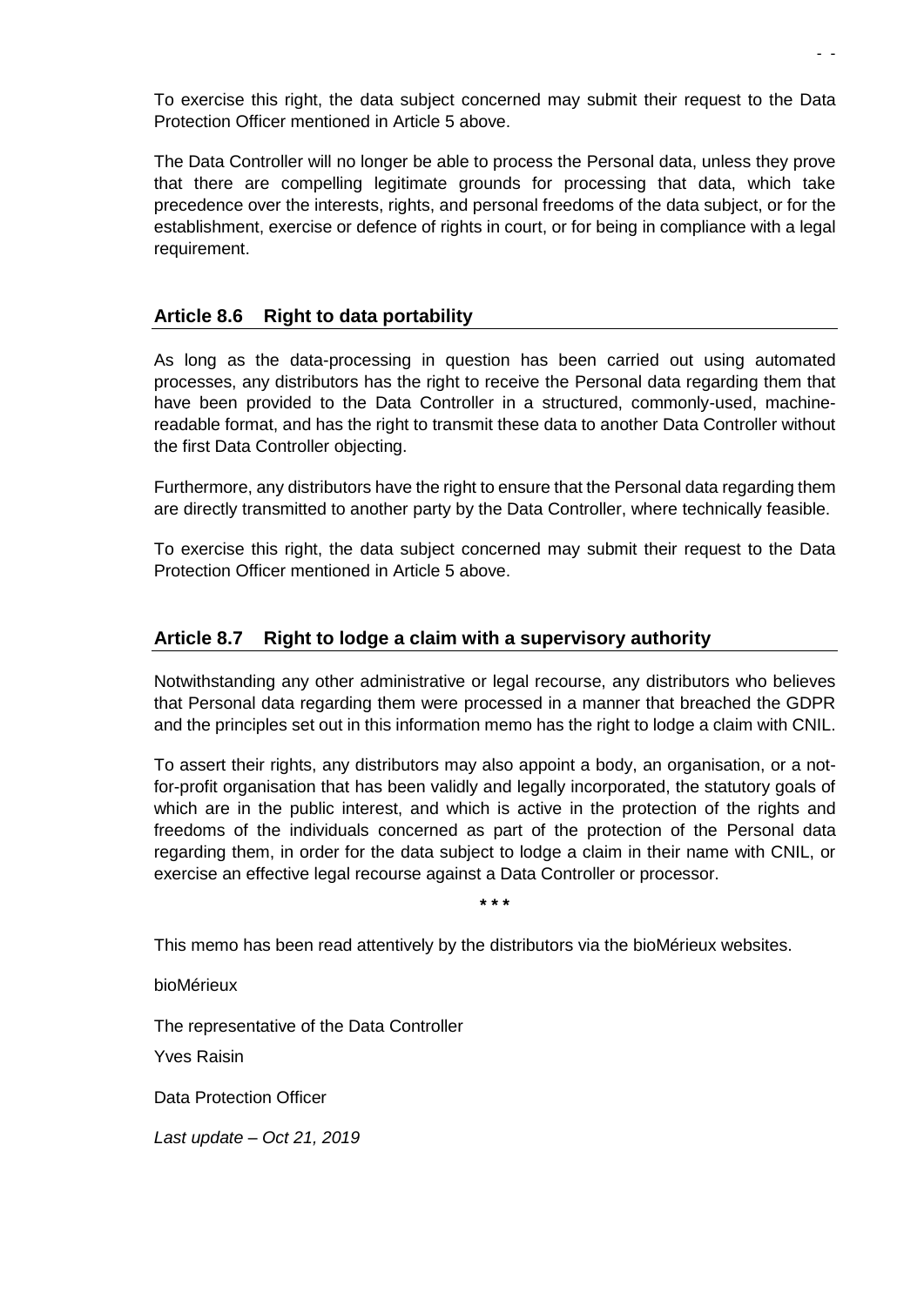To exercise this right, the data subject concerned may submit their request to the Data Protection Officer mentioned in Article 5 above.

The Data Controller will no longer be able to process the Personal data, unless they prove that there are compelling legitimate grounds for processing that data, which take precedence over the interests, rights, and personal freedoms of the data subject, or for the establishment, exercise or defence of rights in court, or for being in compliance with a legal requirement.

## Article 8.6 Right to data portability

As long as the data-processing in question has been carried out using automated processes, any distributors has the right to receive the Personal data regarding them that have been provided to the Data Controller in a structured, commonly-used, machine-readable format, and has the right to transmit these data to another Data Controller without the first Data Controller objecting.

Furthermore, any distributors have the right to ensure that the Personal data regarding them are directly transmitted to another party by the Data Controller, where technically feasible.

To exercise this right, the data subject concerned may submit their request to the Data Protection Officer mentioned in Article 5 above.

## Article 8.7 Right to lodge a claim with a supervisory authority

Notwithstanding any other administrative or legal recourse, any distributors who believes that Personal data regarding them were processed in a manner that breached the GDPR and the principles set out in this information memo has the right to lodge a claim with CNIL.

To assert their rights, any distributors may also appoint a body, an organisation, or a not-for-profit organisation that has been validly and legally incorporated, the statutory goals of which are in the public interest, and which is active in the protection of the rights and freedoms of the individuals concerned as part of the protection of the Personal data regarding them, in order for the data subject to lodge a claim in their name with CNIL, or exercise an effective legal recourse against a Data Controller or processor.

\* \* \*

This memo has been read attentively by the distributors via the bioMérieux websites.

bioMérieux

The representative of the Data Controller

Yves Raisin

Data Protection Officer

*Last update – Oct 21, 2019*